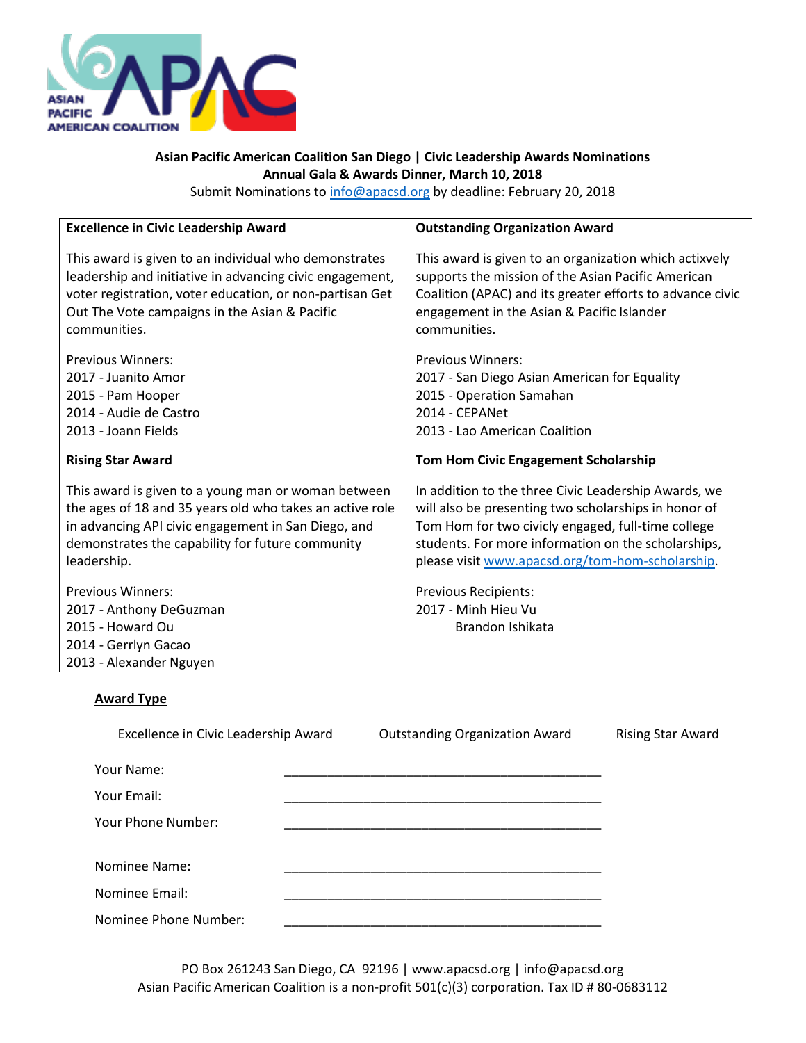**Asian Pacific American Coalition San Diego | Civic Leadership Awards Nominations**
**Annual Gala & Awards Dinner, March 10, 2018**
Submit Nominations to info@apacsd.org by deadline: February 20, 2018

| **Excellence in Civic Leadership Award** | **Outstanding Organization Award** |
|---|---|
| This award is given to an individual who demonstrates leadership and initiative in advancing civic engagement, voter registration, voter education, or non-partisan Get Out The Vote campaigns in the Asian & Pacific communities.<br><br>Previous Winners:<br>2017 - Juanito Amor<br>2015 - Pam Hooper<br>2014 - Audie de Castro<br>2013 - Joann Fields | This award is given to an organization which actixvely supports the mission of the Asian Pacific American Coalition (APAC) and its greater efforts to advance civic engagement in the Asian & Pacific Islander communities.<br><br>Previous Winners:<br>2017 - San Diego Asian American for Equality<br>2015 - Operation Samahan<br>2014 - CEPANet<br>2013 - Lao American Coalition |
| **Rising Star Award** | **Tom Hom Civic Engagement Scholarship** |
| This award is given to a young man or woman between the ages of 18 and 35 years old who takes an active role in advancing API civic engagement in San Diego, and demonstrates the capability for future community leadership.<br><br>Previous Winners:<br>2017 - Anthony DeGuzman<br>2015 - Howard Ou<br>2014 - Gerrlyn Gacao<br>2013 - Alexander Nguyen | In addition to the three Civic Leadership Awards, we will also be presenting two scholarships in honor of Tom Hom for two civicly engaged, full-time college students. For more information on the scholarships, please visit www.apacsd.org/tom-hom-scholarship.<br><br>Previous Recipients:<br>2017 - Minh Hieu Vu<br>Brandon Ishikata |

**Award Type**

Excellence in Civic Leadership Award    Outstanding Organization Award    Rising Star Award

Your Name: ______________________________________________

Your Email: ______________________________________________

Your Phone Number: ______________________________________________

Nominee Name: ______________________________________________

Nominee Email: ______________________________________________

Nominee Phone Number: ______________________________________________

PO Box 261243 San Diego, CA 92196 | www.apacsd.org | info@apacsd.org
Asian Pacific American Coalition is a non-profit 501(c)(3) corporation. Tax ID # 80-0683112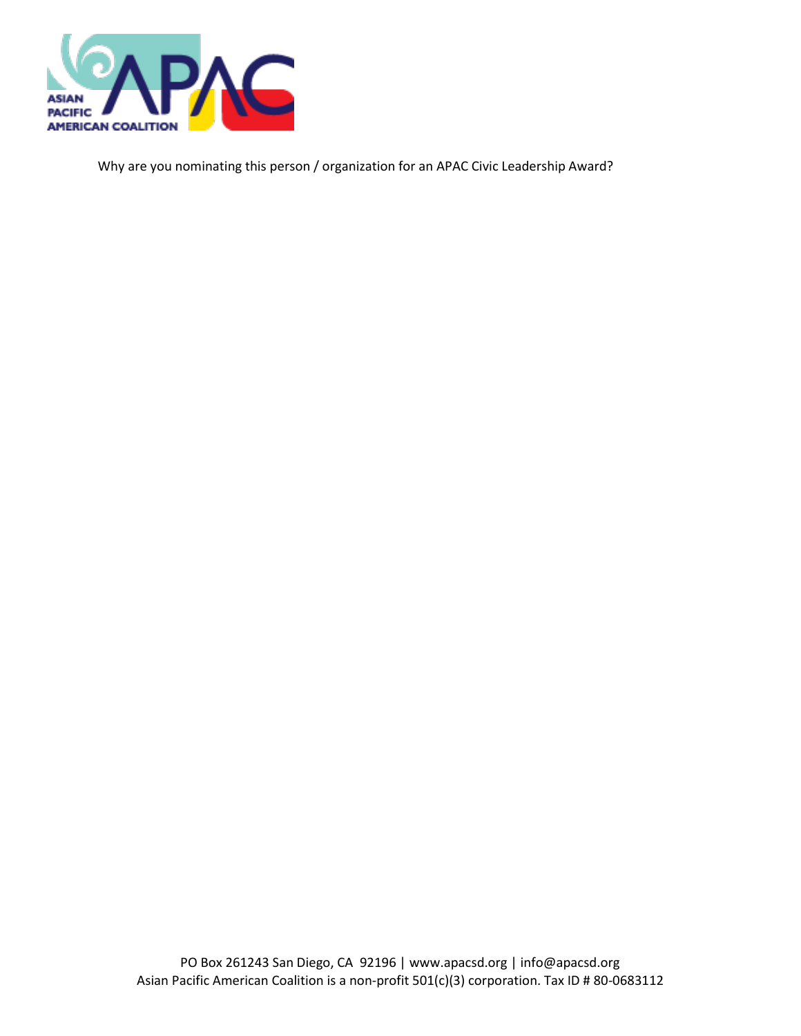Why are you nominating this person / organization for an APAC Civic Leadership Award?

PO Box 261243 San Diego, CA 92196 | www.apacsd.org | info@apacsd.org
Asian Pacific American Coalition is a non-profit 501(c)(3) corporation. Tax ID # 80-0683112